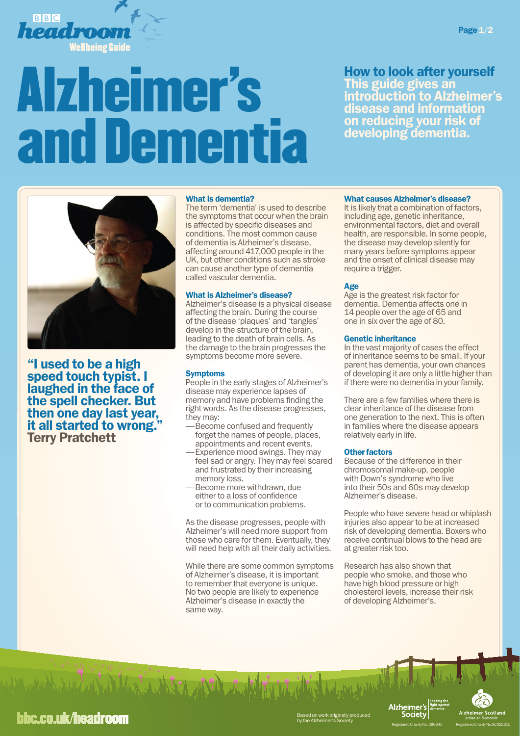# Alzheimer's and Dementia

## How to look after yourself

**This guide gives an introduction to Alzheimer's disease and information on reducing your risk of developing dementia.**

**"I used to be a high speed touch typist. I laughed in the face of the spell checker. But then one day last year, it all started to wrong."**
**Terry Pratchett**

### What is dementia?

The term 'dementia' is used to describe the symptoms that occur when the brain is affected by specific diseases and conditions. The most common cause of dementia is Alzheimer's disease, affecting around 417,000 people in the UK, but other conditions such as stroke can cause another type of dementia called vascular dementia.

### What is Alzheimer's disease?

Alzheimer's disease is a physical disease affecting the brain. During the course of the disease 'plaques' and 'tangles' develop in the structure of the brain, leading to the death of brain cells. As the damage to the brain progresses the symptoms become more severe.

### Symptoms

People in the early stages of Alzheimer's disease may experience lapses of memory and have problems finding the right words. As the disease progresses, they may:

- Become confused and frequently forget the names of people, places, appointments and recent events.
- Experience mood swings. They may feel sad or angry. They may feel scared and frustrated by their increasing memory loss.
- Become more withdrawn, due either to a loss of confidence or to communication problems.

As the disease progresses, people with Alzheimer's will need more support from those who care for them. Eventually, they will need help with all their daily activities.

While there are some common symptoms of Alzheimer's disease, it is important to remember that everyone is unique. No two people are likely to experience Alzheimer's disease in exactly the same way.

### What causes Alzheimer's disease?

It is likely that a combination of factors, including age, genetic inheritance, environmental factors, diet and overall health, are responsible. In some people, the disease may develop silently for many years before symptoms appear and the onset of clinical disease may require a trigger.

### Age

Age is the greatest risk factor for dementia. Dementia affects one in 14 people over the age of 65 and one in six over the age of 80.

### Genetic inheritance

In the vast majority of cases the effect of inheritance seems to be small. If your parent has dementia, your own chances of developing it are only a little higher than if there were no dementia in your family.

There are a few families where there is clear inheritance of the disease from one generation to the next. This is often in families where the disease appears relatively early in life.

### Other factors

Because of the difference in their chromosomal make-up, people with Down's syndrome who live into their 50s and 60s may develop Alzheimer's disease.

People who have severe head or whiplash injuries also appear to be at increased risk of developing dementia. Boxers who receive continual blows to the head are at greater risk too.

Research has also shown that people who smoke, and those who have high blood pressure or high cholesterol levels, increase their risk of developing Alzheimer's.

bbc.co.uk/headroom

Based on work originally produced by the Alzheimer's Society

Alzheimer's Society – Leading the fight against dementia – Registered Charity No. 296645

Alzheimer Scotland – Action on Dementia – Registered Charity No. SC022315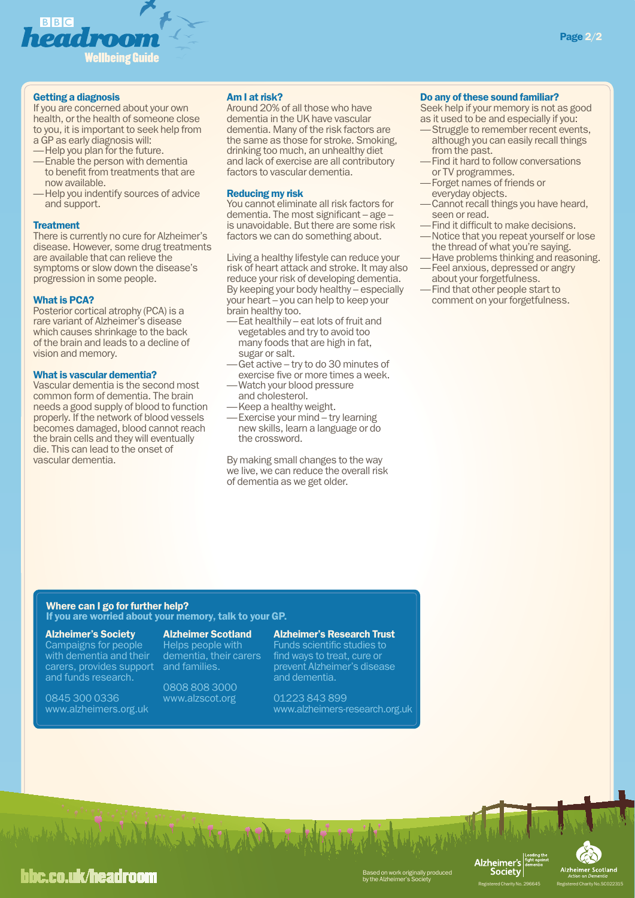## Getting a diagnosis

If you are concerned about your own health, or the health of someone close to you, it is important to seek help from a GP as early diagnosis will:

- Help you plan for the future.
- Enable the person with dementia to benefit from treatments that are now available.
- Help you indentify sources of advice and support.

## Treatment

There is currently no cure for Alzheimer's disease. However, some drug treatments are available that can relieve the symptoms or slow down the disease's progression in some people.

## What is PCA?

Posterior cortical atrophy (PCA) is a rare variant of Alzheimer's disease which causes shrinkage to the back of the brain and leads to a decline of vision and memory.

## What is vascular dementia?

Vascular dementia is the second most common form of dementia. The brain needs a good supply of blood to function properly. If the network of blood vessels becomes damaged, blood cannot reach the brain cells and they will eventually die. This can lead to the onset of vascular dementia.

## Am I at risk?

Around 20% of all those who have dementia in the UK have vascular dementia. Many of the risk factors are the same as those for stroke. Smoking, drinking too much, an unhealthy diet and lack of exercise are all contributory factors to vascular dementia.

## Reducing my risk

You cannot eliminate all risk factors for dementia. The most significant – age – is unavoidable. But there are some risk factors we can do something about.

Living a healthy lifestyle can reduce your risk of heart attack and stroke. It may also reduce your risk of developing dementia. By keeping your body healthy – especially your heart – you can help to keep your brain healthy too.

- Eat healthily – eat lots of fruit and vegetables and try to avoid too many foods that are high in fat, sugar or salt.
- Get active – try to do 30 minutes of exercise five or more times a week.
- Watch your blood pressure and cholesterol.
- Keep a healthy weight.
- Exercise your mind – try learning new skills, learn a language or do the crossword.

By making small changes to the way we live, we can reduce the overall risk of dementia as we get older.

## Do any of these sound familiar?

Seek help if your memory is not as good as it used to be and especially if you:

- Struggle to remember recent events, although you can easily recall things from the past.
- Find it hard to follow conversations or TV programmes.
- Forget names of friends or everyday objects.
- Cannot recall things you have heard, seen or read.
- Find it difficult to make decisions.
- Notice that you repeat yourself or lose the thread of what you're saying.
- Have problems thinking and reasoning.
- Feel anxious, depressed or angry about your forgetfulness.
- Find that other people start to comment on your forgetfulness.

## Where can I go for further help?

**If you are worried about your memory, talk to your GP.**

**Alzheimer's Society**
Campaigns for people with dementia and their carers, provides support and funds research.

0845 300 0336
www.alzheimers.org.uk

**Alzheimer Scotland**
Helps people with dementia, their carers and families.

0808 808 3000
www.alzscot.org

**Alzheimer's Research Trust**
Funds scientific studies to find ways to treat, cure or prevent Alzheimer's disease and dementia.

01223 843 899
www.alzheimers-research.org.uk

bbc.co.uk/headroom

Based on work originally produced by the Alzheimer's Society

Alzheimer's Society – Leading the fight against dementia – Registered Charity No. 296645

Alzheimer Scotland – Action on Dementia – Registered Charity No.SC022315